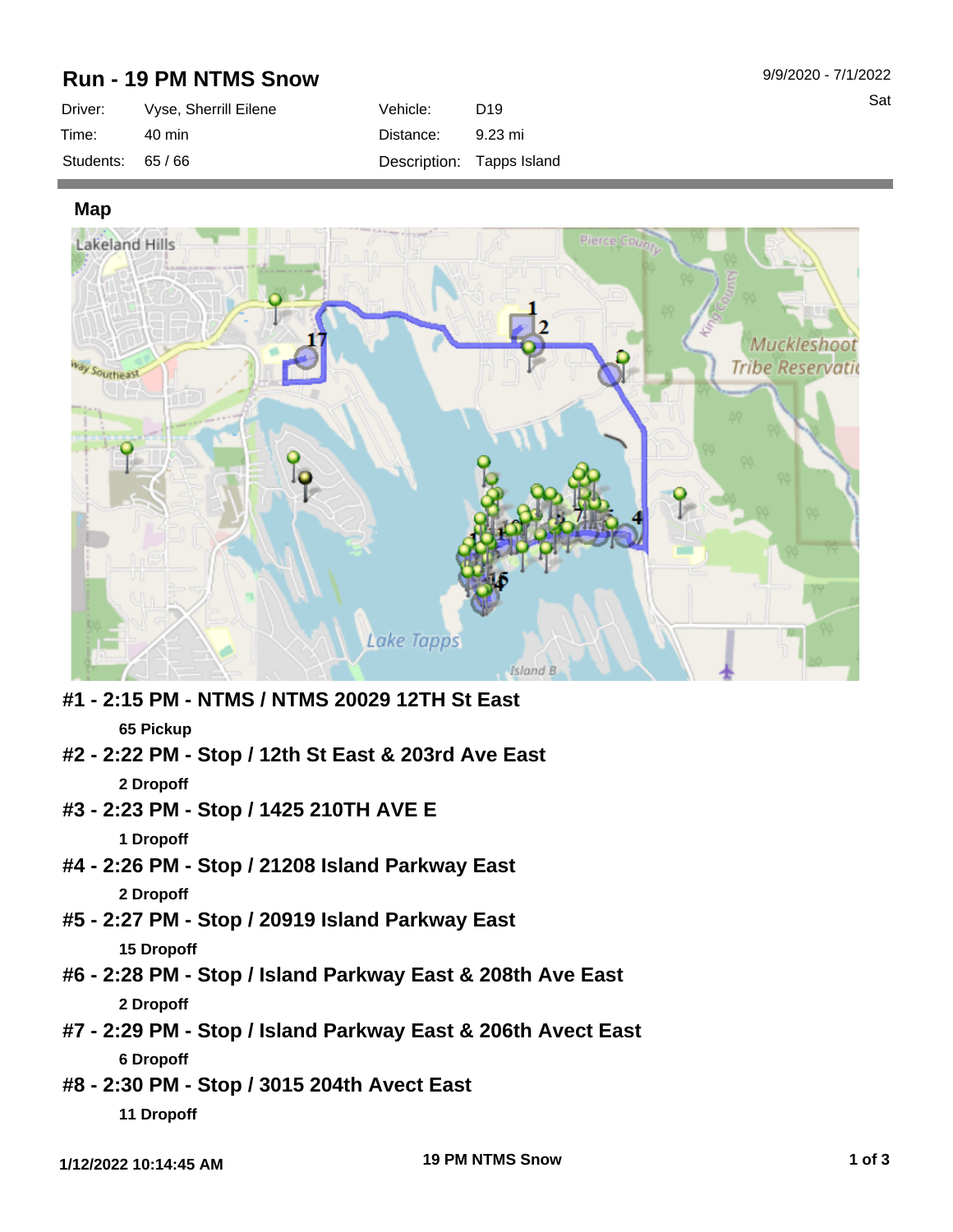# Run - 19 PM NTMS Snow

9/9/2020 - 7/1/2022

Sat

| | | | |
|---|---|---|---|
| Driver: | Vyse, Sherrill Eilene | Vehicle: | D19 |
| Time: | 40 min | Distance: | 9.23 mi |
| Students: | 65 / 66 | Description: | Tapps Island |

## Map

### #1 - 2:15 PM - NTMS / NTMS 20029 12TH St East

**65 Pickup**

### #2 - 2:22 PM - Stop / 12th St East & 203rd Ave East

**2 Dropoff**

### #3 - 2:23 PM - Stop / 1425 210TH AVE E

**1 Dropoff**

### #4 - 2:26 PM - Stop / 21208 Island Parkway East

**2 Dropoff**

### #5 - 2:27 PM - Stop / 20919 Island Parkway East

**15 Dropoff**

### #6 - 2:28 PM - Stop / Island Parkway East & 208th Ave East

**2 Dropoff**

### #7 - 2:29 PM - Stop / Island Parkway East & 206th Avect East

**6 Dropoff**

### #8 - 2:30 PM - Stop / 3015 204th Avect East

**11 Dropoff**

1/12/2022 10:14:45 AM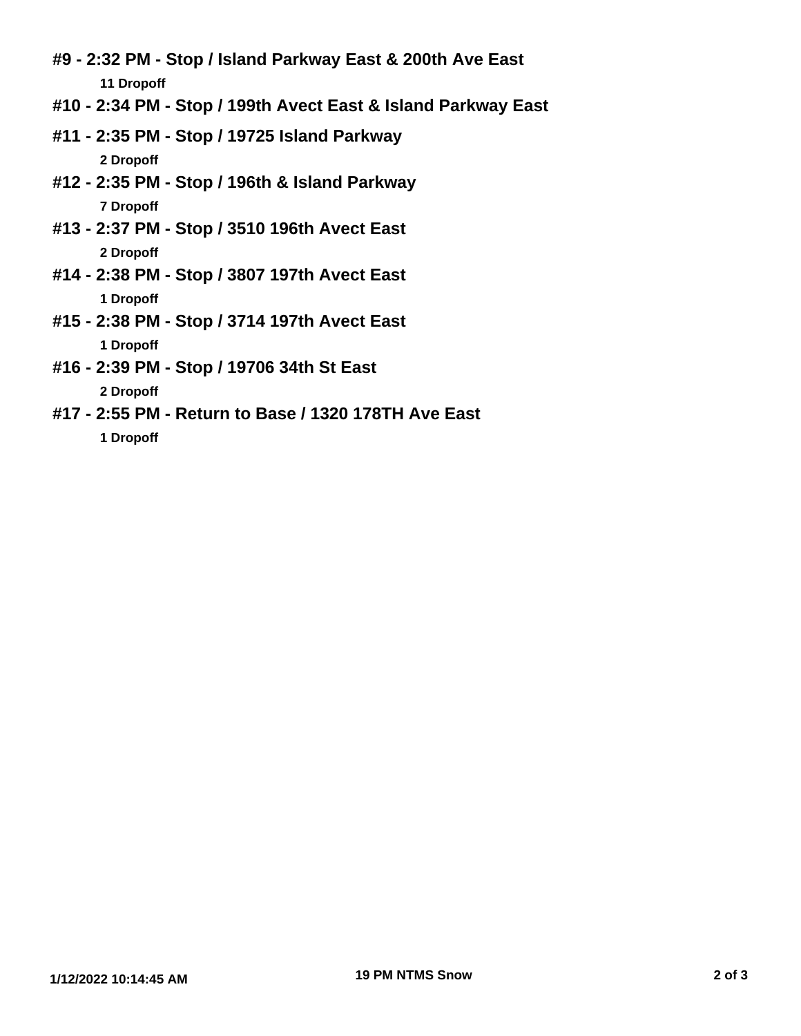**#9 - 2:32 PM - Stop / Island Parkway East & 200th Ave East**

**11 Dropoff**

**#10 - 2:34 PM - Stop / 199th Avect East & Island Parkway East**

**#11 - 2:35 PM - Stop / 19725 Island Parkway**

**2 Dropoff**

**#12 - 2:35 PM - Stop / 196th & Island Parkway**

**7 Dropoff**

**#13 - 2:37 PM - Stop / 3510 196th Avect East**

**2 Dropoff**

**#14 - 2:38 PM - Stop / 3807 197th Avect East**

**1 Dropoff**

**#15 - 2:38 PM - Stop / 3714 197th Avect East**

**1 Dropoff**

**#16 - 2:39 PM - Stop / 19706 34th St East**

**2 Dropoff**

**#17 - 2:55 PM - Return to Base / 1320 178TH Ave East**

**1 Dropoff**